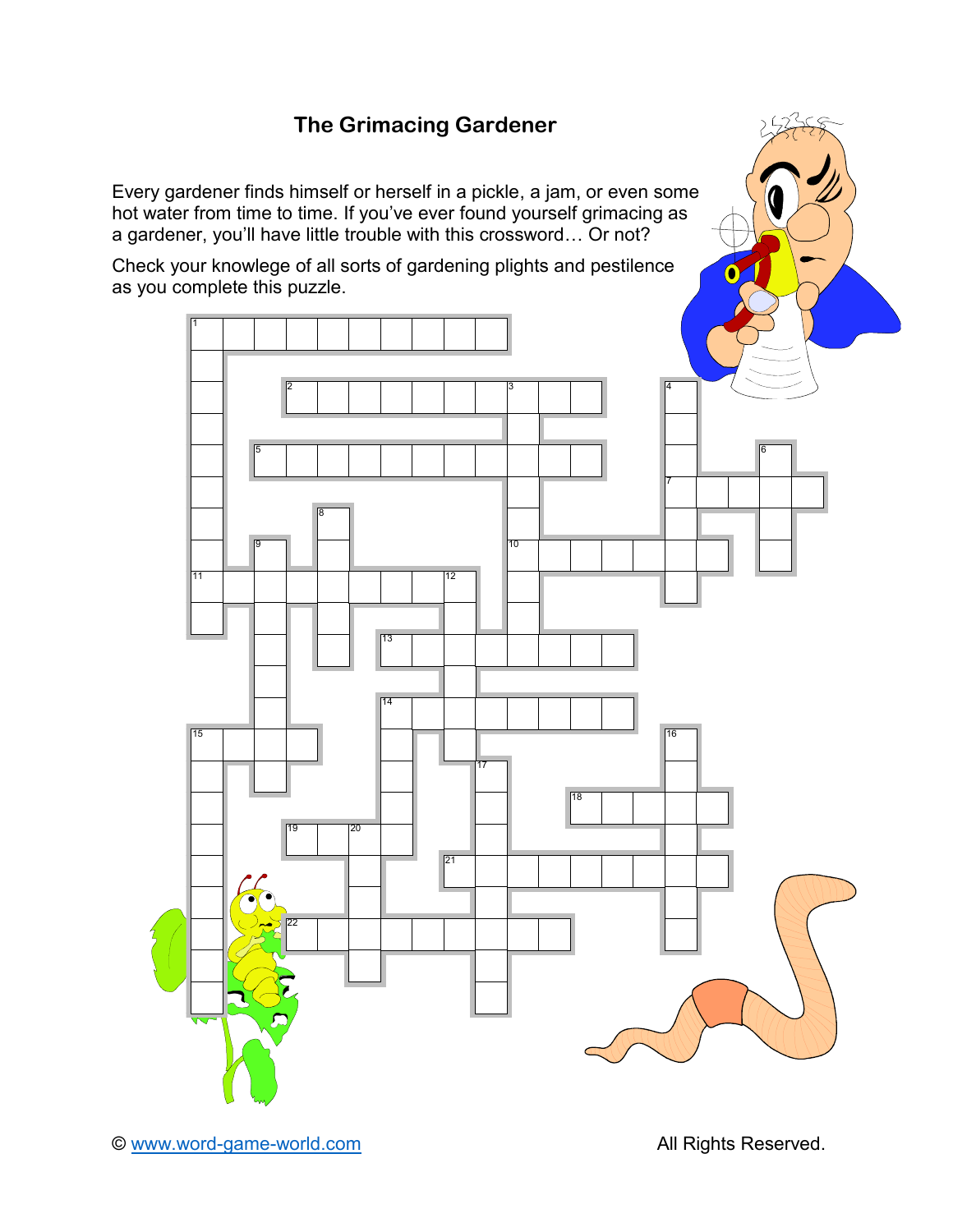# The Grimacing Gardener

Every gardener finds himself or herself in a pickle, a jam, or even some hot water from time to time. If you've ever found yourself grimacing as a gardener, you'll have little trouble with this crossword… Or not?

Check your knowlege of all sorts of gardening plights and pestilence as you complete this puzzle.

© www.word-game-world.com

All Rights Reserved.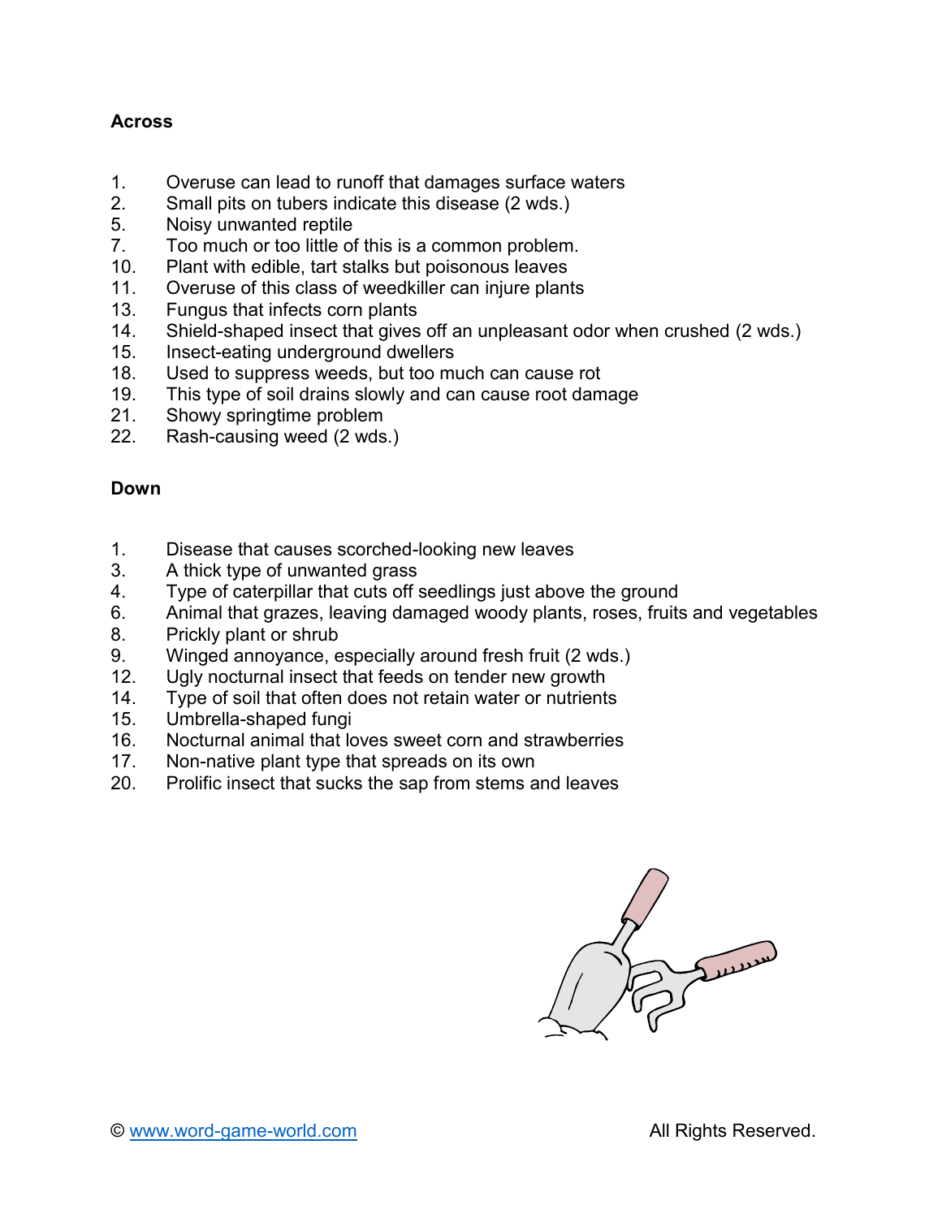## Across

1. Overuse can lead to runoff that damages surface waters
2. Small pits on tubers indicate this disease (2 wds.)
5. Noisy unwanted reptile
7. Too much or too little of this is a common problem.
10. Plant with edible, tart stalks but poisonous leaves
11. Overuse of this class of weedkiller can injure plants
13. Fungus that infects corn plants
14. Shield-shaped insect that gives off an unpleasant odor when crushed (2 wds.)
15. Insect-eating underground dwellers
18. Used to suppress weeds, but too much can cause rot
19. This type of soil drains slowly and can cause root damage
21. Showy springtime problem
22. Rash-causing weed (2 wds.)

## Down

1. Disease that causes scorched-looking new leaves
3. A thick type of unwanted grass
4. Type of caterpillar that cuts off seedlings just above the ground
6. Animal that grazes, leaving damaged woody plants, roses, fruits and vegetables
8. Prickly plant or shrub
9. Winged annoyance, especially around fresh fruit (2 wds.)
12. Ugly nocturnal insect that feeds on tender new growth
14. Type of soil that often does not retain water or nutrients
15. Umbrella-shaped fungi
16. Nocturnal animal that loves sweet corn and strawberries
17. Non-native plant type that spreads on its own
20. Prolific insect that sucks the sap from stems and leaves

© www.word-game-world.com All Rights Reserved.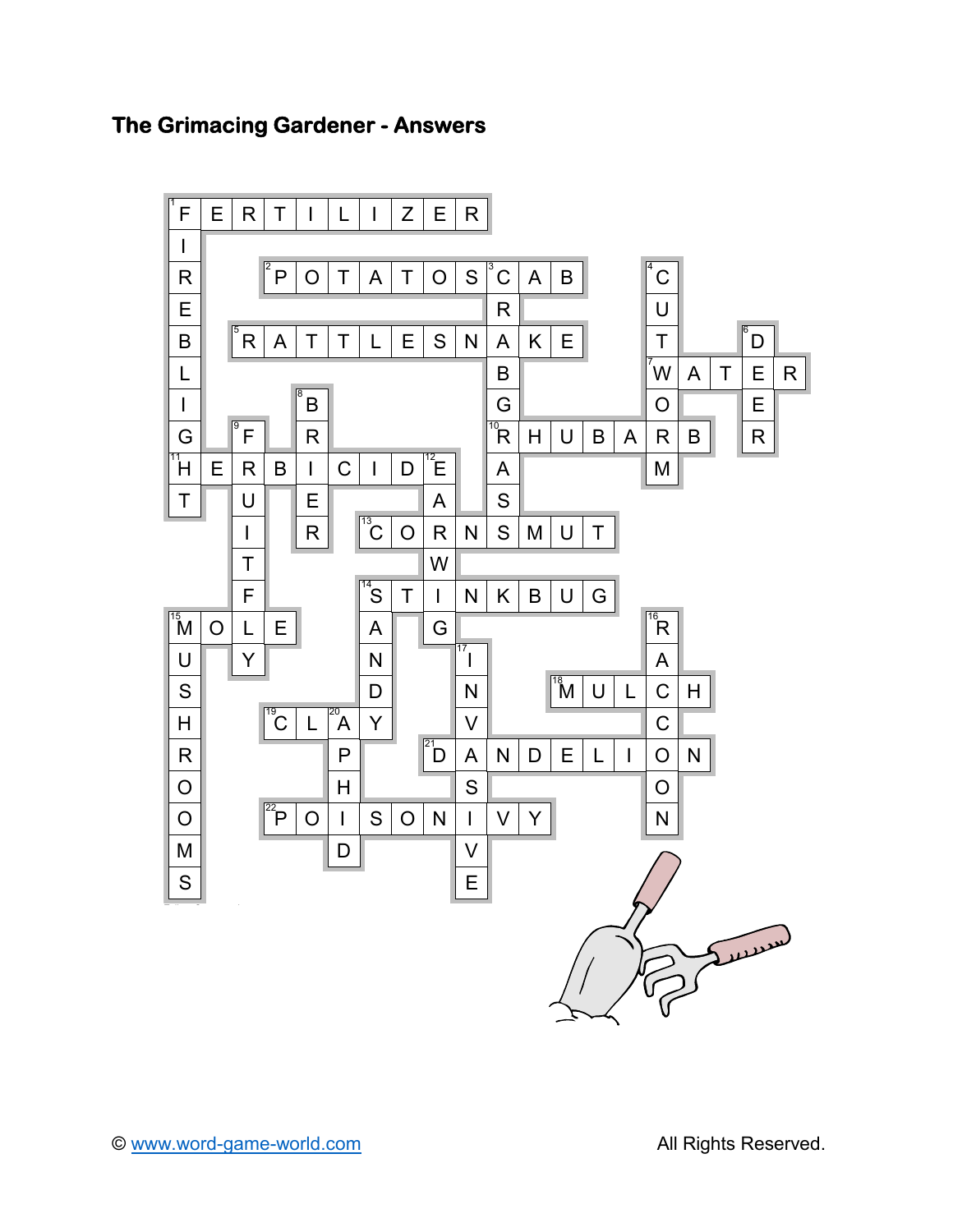# The Grimacing Gardener - Answers

**Across**

1. FERTILIZER
2. POTATOSCAB
5. RATTLESNAKE
7. WATER
10. RHUBARB
11. HERBICIDE
13. CORNSMUT
14. STINKBUG
15. MOLE
18. MULCH
19. CLAY
21. DANDELION
22. POISONIVY

**Down**

1. FIREBLIGHT
3. CRABGRASS
4. CUTWORM
6. DEER
8. BRIER
9. FRUITFLY
12. EARWIG
14. SANDY
15. MUSHROOMS
16. RACCOON
17. INVASIVE
20. APHID

© www.word-game-world.com All Rights Reserved.